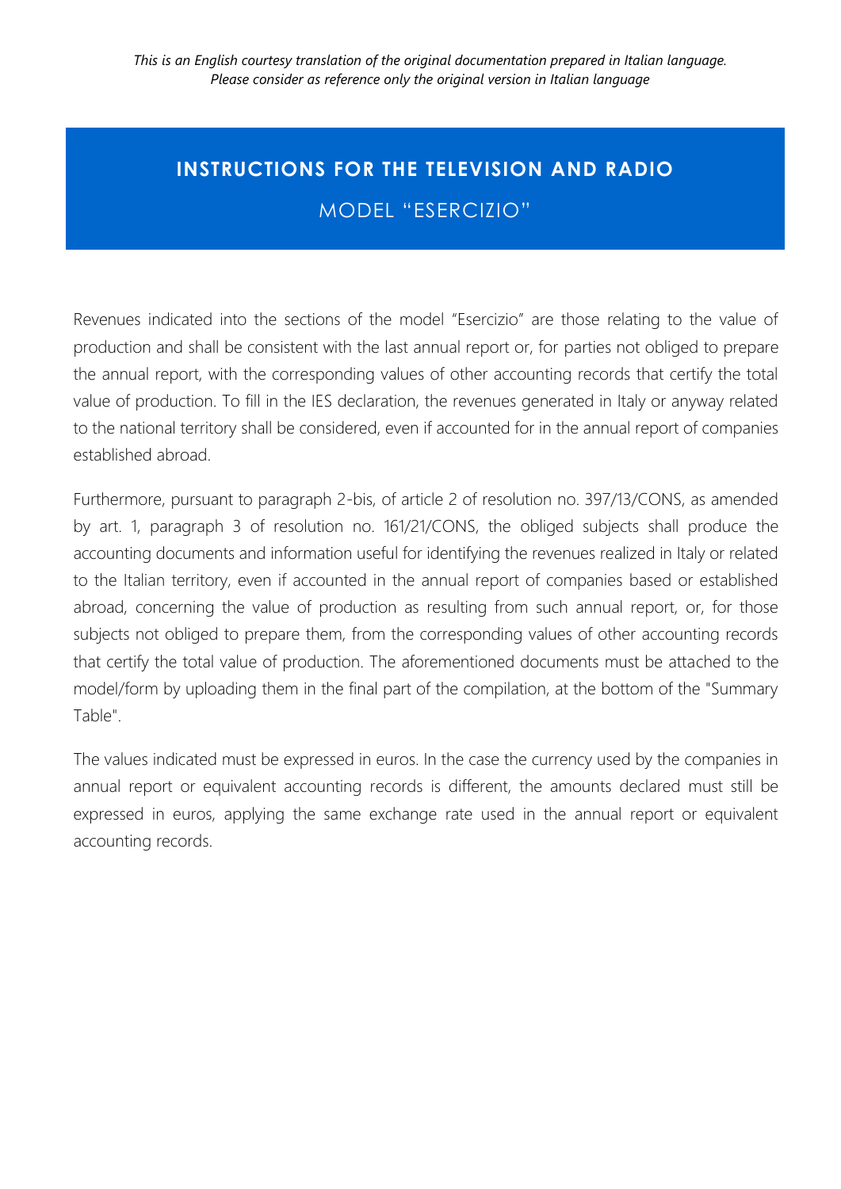*This is an English courtesy translation of the original documentation prepared in Italian language. Please consider as reference only the original version in Italian language*

# INSTRUCTIONS FOR THE TELEVISION AND RADIO

## MODEL "ESERCIZIO"

Revenues indicated into the sections of the model "Esercizio" are those relating to the value of production and shall be consistent with the last annual report or, for parties not obliged to prepare the annual report, with the corresponding values of other accounting records that certify the total value of production. To fill in the IES declaration, the revenues generated in Italy or anyway related to the national territory shall be considered, even if accounted for in the annual report of companies established abroad.

Furthermore, pursuant to paragraph 2-bis, of article 2 of resolution no. 397/13/CONS, as amended by art. 1, paragraph 3 of resolution no. 161/21/CONS, the obliged subjects shall produce the accounting documents and information useful for identifying the revenues realized in Italy or related to the Italian territory, even if accounted in the annual report of companies based or established abroad, concerning the value of production as resulting from such annual report, or, for those subjects not obliged to prepare them, from the corresponding values of other accounting records that certify the total value of production. The aforementioned documents must be attached to the model/form by uploading them in the final part of the compilation, at the bottom of the "Summary Table".

The values indicated must be expressed in euros. In the case the currency used by the companies in annual report or equivalent accounting records is different, the amounts declared must still be expressed in euros, applying the same exchange rate used in the annual report or equivalent accounting records.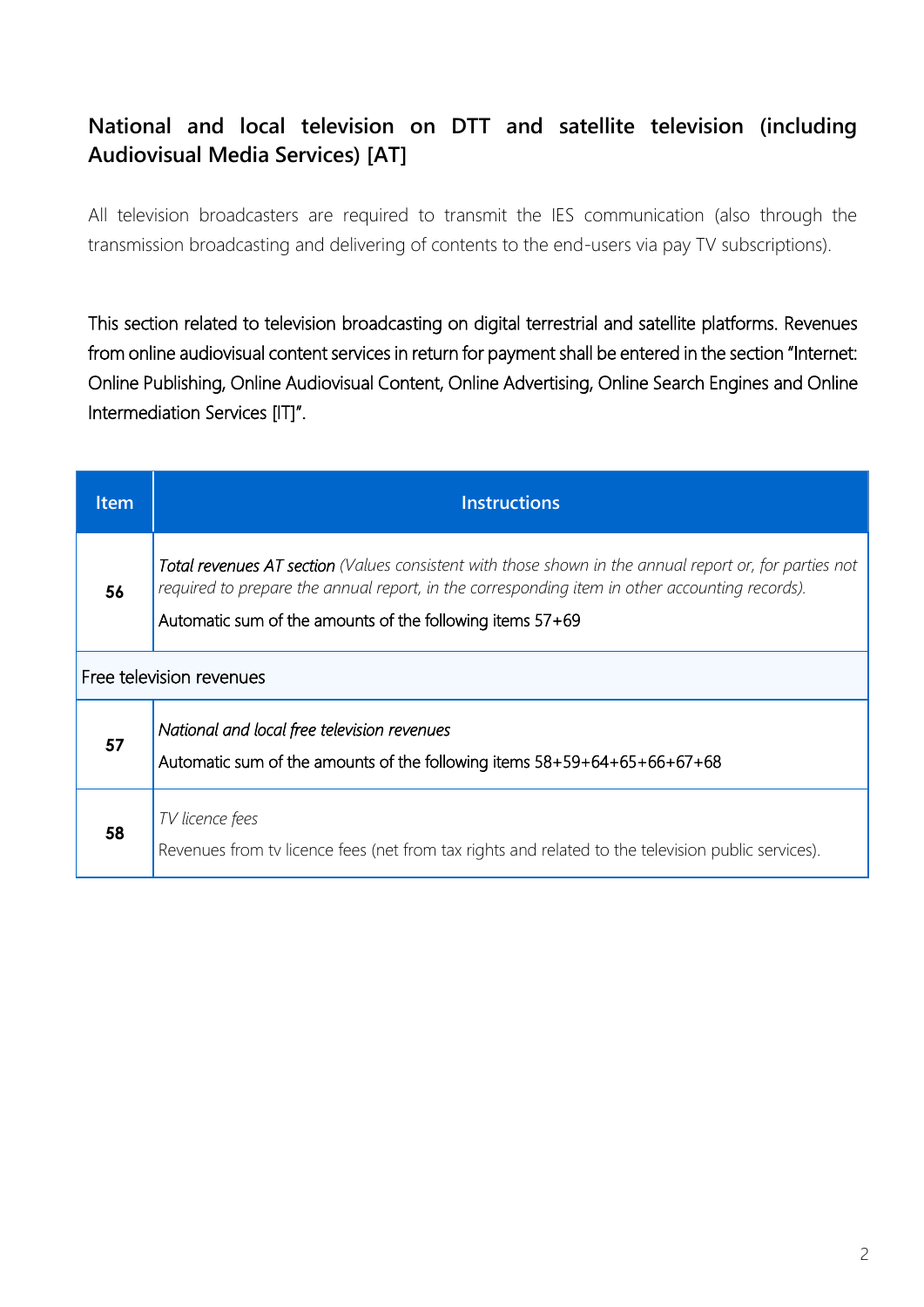## National and local television on DTT and satellite television (including Audiovisual Media Services) [AT]

All television broadcasters are required to transmit the IES communication (also through the transmission broadcasting and delivering of contents to the end-users via pay TV subscriptions).

This section related to television broadcasting on digital terrestrial and satellite platforms. Revenues from online audiovisual content services in return for payment shall be entered in the section "Internet: Online Publishing, Online Audiovisual Content, Online Advertising, Online Search Engines and Online Intermediation Services [IT]".

| Item | Instructions |
| --- | --- |
| **56** | *Total revenues AT section (Values consistent with those shown in the annual report or, for parties not required to prepare the annual report, in the corresponding item in other accounting records).*<br>Automatic sum of the amounts of the following items 57+69 |
| Free television revenues | |
| **57** | *National and local free television revenues*<br>Automatic sum of the amounts of the following items 58+59+64+65+66+67+68 |
| **58** | *TV licence fees*<br>Revenues from tv licence fees (net from tax rights and related to the television public services). |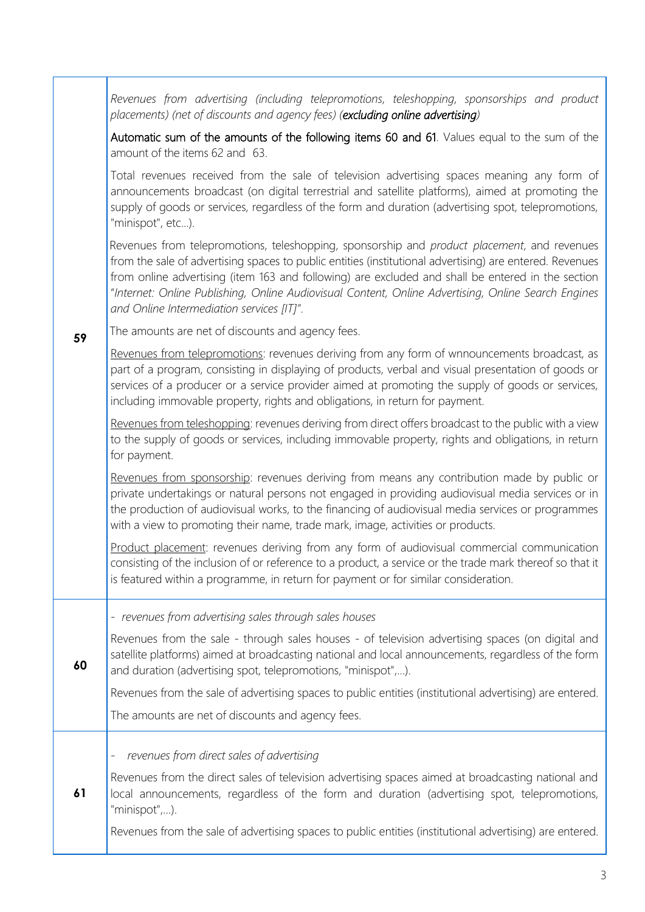| | |
|---|---|
| **59** | *Revenues from advertising (including telepromotions, teleshopping, sponsorships and product placements) (net of discounts and agency fees) (**excluding online advertising**)*<br><br>**Automatic sum of the amounts of the following items 60 and 61**. Values equal to the sum of the amount of the items 62 and 63.<br><br>Total revenues received from the sale of television advertising spaces meaning any form of announcements broadcast (on digital terrestrial and satellite platforms), aimed at promoting the supply of goods or services, regardless of the form and duration (advertising spot, telepromotions, "minispot", etc…).<br><br>Revenues from telepromotions, teleshopping, sponsorship and *product placement*, and revenues from the sale of advertising spaces to public entities (institutional advertising) are entered. Revenues from online advertising (item 163 and following) are excluded and shall be entered in the section "*Internet: Online Publishing, Online Audiovisual Content, Online Advertising, Online Search Engines and Online Intermediation services [IT]*".<br><br>The amounts are net of discounts and agency fees.<br><br>Revenues from telepromotions: revenues deriving from any form of wnnouncements broadcast, as part of a program, consisting in displaying of products, verbal and visual presentation of goods or services of a producer or a service provider aimed at promoting the supply of goods or services, including immovable property, rights and obligations, in return for payment.<br><br>Revenues from teleshopping: revenues deriving from direct offers broadcast to the public with a view to the supply of goods or services, including immovable property, rights and obligations, in return for payment.<br><br>Revenues from sponsorship: revenues deriving from means any contribution made by public or private undertakings or natural persons not engaged in providing audiovisual media services or in the production of audiovisual works, to the financing of audiovisual media services or programmes with a view to promoting their name, trade mark, image, activities or products.<br><br>Product placement: revenues deriving from any form of audiovisual commercial communication consisting of the inclusion of or reference to a product, a service or the trade mark thereof so that it is featured within a programme, in return for payment or for similar consideration. |
| **60** | - *revenues from advertising sales through sales houses*<br><br>Revenues from the sale - through sales houses - of television advertising spaces (on digital and satellite platforms) aimed at broadcasting national and local announcements, regardless of the form and duration (advertising spot, telepromotions, "minispot",…).<br><br>Revenues from the sale of advertising spaces to public entities (institutional advertising) are entered.<br><br>The amounts are net of discounts and agency fees. |
| **61** | - *revenues from direct sales of advertising*<br><br>Revenues from the direct sales of television advertising spaces aimed at broadcasting national and local announcements, regardless of the form and duration (advertising spot, telepromotions, "minispot",…).<br><br>Revenues from the sale of advertising spaces to public entities (institutional advertising) are entered. |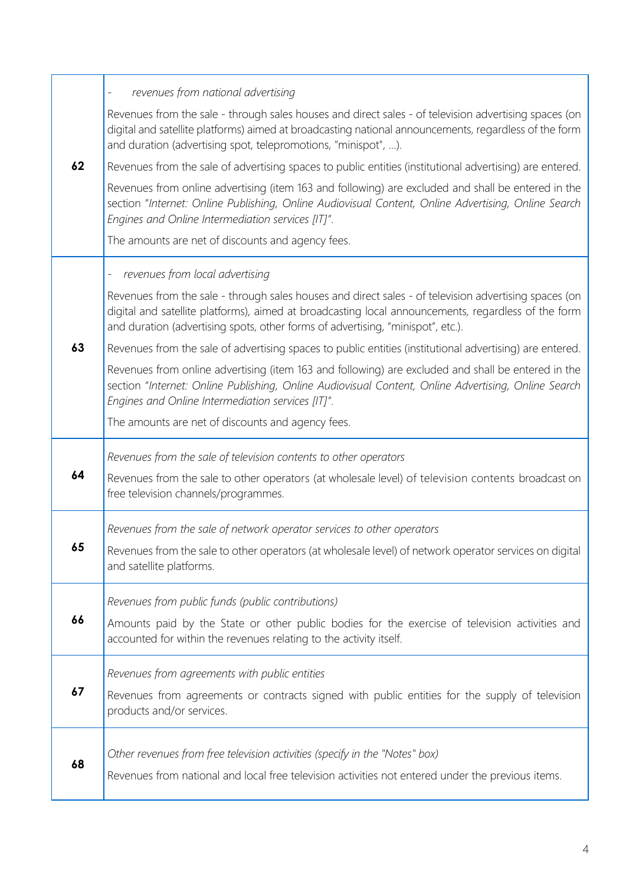| | |
|---|---|
| 62 | - *revenues from national advertising*<br>Revenues from the sale - through sales houses and direct sales - of television advertising spaces (on digital and satellite platforms) aimed at broadcasting national announcements, regardless of the form and duration (advertising spot, telepromotions, "minispot", ...).<br>Revenues from the sale of advertising spaces to public entities (institutional advertising) are entered.<br>Revenues from online advertising (item 163 and following) are excluded and shall be entered in the section "*Internet: Online Publishing, Online Audiovisual Content, Online Advertising, Online Search Engines and Online Intermediation services [IT]*".<br>The amounts are net of discounts and agency fees. |
| 63 | - *revenues from local advertising*<br>Revenues from the sale - through sales houses and direct sales - of television advertising spaces (on digital and satellite platforms), aimed at broadcasting local announcements, regardless of the form and duration (advertising spots, other forms of advertising, "minispot", etc.).<br>Revenues from the sale of advertising spaces to public entities (institutional advertising) are entered.<br>Revenues from online advertising (item 163 and following) are excluded and shall be entered in the section "*Internet: Online Publishing, Online Audiovisual Content, Online Advertising, Online Search Engines and Online Intermediation services [IT]*".<br>The amounts are net of discounts and agency fees. |
| 64 | *Revenues from the sale of television contents to other operators*<br>Revenues from the sale to other operators (at wholesale level) of television contents broadcast on free television channels/programmes. |
| 65 | *Revenues from the sale of network operator services to other operators*<br>Revenues from the sale to other operators (at wholesale level) of network operator services on digital and satellite platforms. |
| 66 | *Revenues from public funds (public contributions)*<br>Amounts paid by the State or other public bodies for the exercise of television activities and accounted for within the revenues relating to the activity itself. |
| 67 | *Revenues from agreements with public entities*<br>Revenues from agreements or contracts signed with public entities for the supply of television products and/or services. |
| 68 | *Other revenues from free television activities (specify in the "Notes" box)*<br>Revenues from national and local free television activities not entered under the previous items. |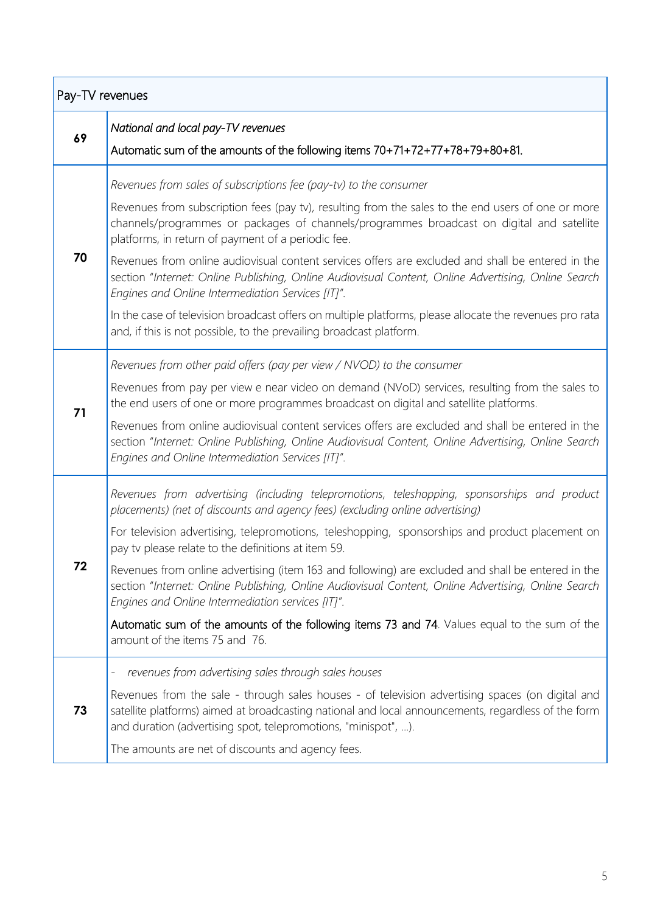| Pay-TV revenues | |
|---|---|
| **69** | *National and local pay-TV revenues*<br><br>Automatic sum of the amounts of the following items 70+71+72+77+78+79+80+81. |
| **70** | *Revenues from sales of subscriptions fee (pay-tv) to the consumer*<br><br>Revenues from subscription fees (pay tv), resulting from the sales to the end users of one or more channels/programmes or packages of channels/programmes broadcast on digital and satellite platforms, in return of payment of a periodic fee.<br><br>Revenues from online audiovisual content services offers are excluded and shall be entered in the section "*Internet: Online Publishing, Online Audiovisual Content, Online Advertising, Online Search Engines and Online Intermediation Services [IT]*".<br><br>In the case of television broadcast offers on multiple platforms, please allocate the revenues pro rata and, if this is not possible, to the prevailing broadcast platform. |
| **71** | *Revenues from other paid offers (pay per view / NVOD) to the consumer*<br><br>Revenues from pay per view e near video on demand (NVoD) services, resulting from the sales to the end users of one or more programmes broadcast on digital and satellite platforms.<br><br>Revenues from online audiovisual content services offers are excluded and shall be entered in the section "*Internet: Online Publishing, Online Audiovisual Content, Online Advertising, Online Search Engines and Online Intermediation Services [IT]*". |
| **72** | *Revenues from advertising (including telepromotions, teleshopping, sponsorships and product placements) (net of discounts and agency fees) (excluding online advertising)*<br><br>For television advertising, telepromotions, teleshopping, sponsorships and product placement on pay tv please relate to the definitions at item 59.<br><br>Revenues from online advertising (item 163 and following) are excluded and shall be entered in the section "*Internet: Online Publishing, Online Audiovisual Content, Online Advertising, Online Search Engines and Online Intermediation services [IT]*".<br><br>Automatic sum of the amounts of the following items 73 and 74. Values equal to the sum of the amount of the items 75 and 76. |
| **73** | - *revenues from advertising sales through sales houses*<br><br>Revenues from the sale - through sales houses - of television advertising spaces (on digital and satellite platforms) aimed at broadcasting national and local announcements, regardless of the form and duration (advertising spot, telepromotions, "minispot", ...).<br><br>The amounts are net of discounts and agency fees. |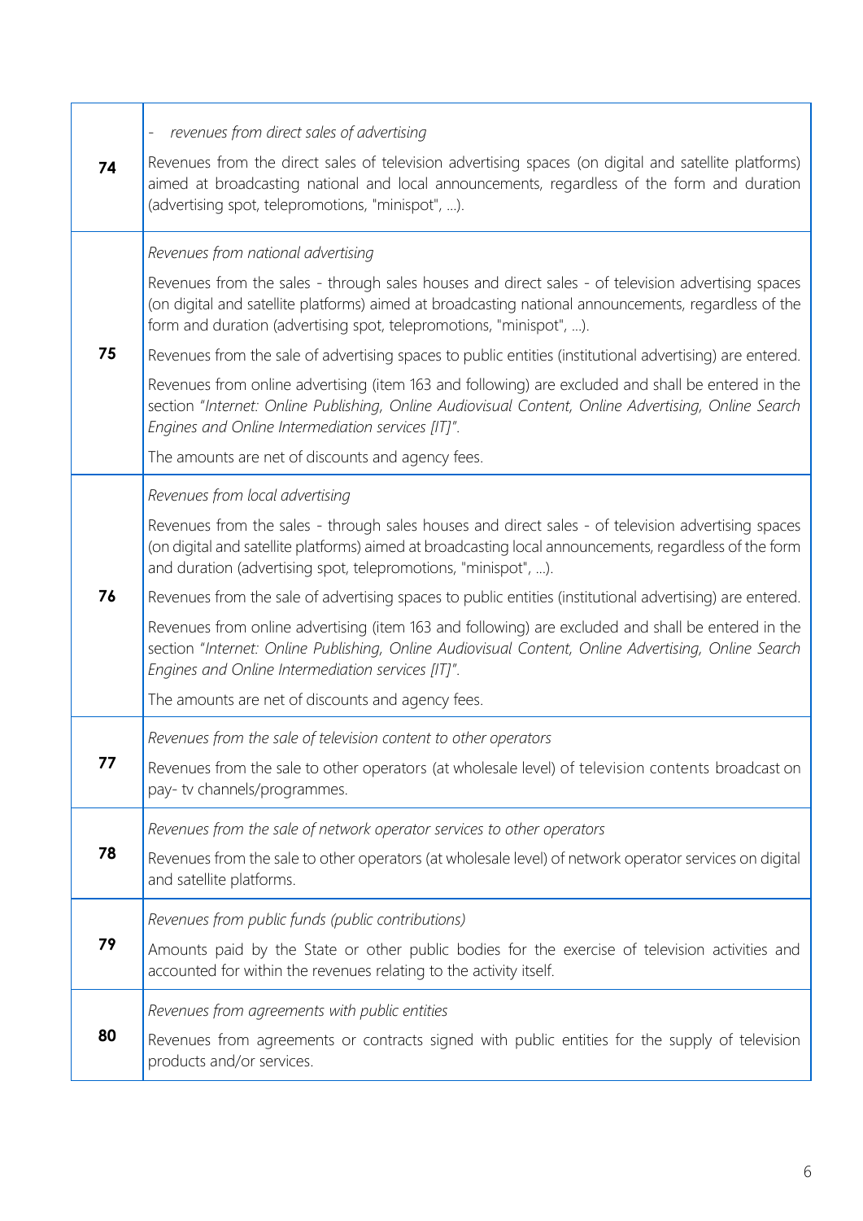| | |
|---|---|
| 74 | - *revenues from direct sales of advertising*<br><br>Revenues from the direct sales of television advertising spaces (on digital and satellite platforms) aimed at broadcasting national and local announcements, regardless of the form and duration (advertising spot, telepromotions, "minispot", ...). |
| 75 | *Revenues from national advertising*<br><br>Revenues from the sales - through sales houses and direct sales - of television advertising spaces (on digital and satellite platforms) aimed at broadcasting national announcements, regardless of the form and duration (advertising spot, telepromotions, "minispot", ...).<br><br>Revenues from the sale of advertising spaces to public entities (institutional advertising) are entered.<br><br>Revenues from online advertising (item 163 and following) are excluded and shall be entered in the section "*Internet: Online Publishing, Online Audiovisual Content, Online Advertising, Online Search Engines and Online Intermediation services [IT]*".<br><br>The amounts are net of discounts and agency fees. |
| 76 | *Revenues from local advertising*<br><br>Revenues from the sales - through sales houses and direct sales - of television advertising spaces (on digital and satellite platforms) aimed at broadcasting local announcements, regardless of the form and duration (advertising spot, telepromotions, "minispot", ...).<br><br>Revenues from the sale of advertising spaces to public entities (institutional advertising) are entered.<br><br>Revenues from online advertising (item 163 and following) are excluded and shall be entered in the section "*Internet: Online Publishing, Online Audiovisual Content, Online Advertising, Online Search Engines and Online Intermediation services [IT]*".<br><br>The amounts are net of discounts and agency fees. |
| 77 | *Revenues from the sale of television content to other operators*<br><br>Revenues from the sale to other operators (at wholesale level) of television contents broadcast on pay- tv channels/programmes. |
| 78 | *Revenues from the sale of network operator services to other operators*<br><br>Revenues from the sale to other operators (at wholesale level) of network operator services on digital and satellite platforms. |
| 79 | *Revenues from public funds (public contributions)*<br><br>Amounts paid by the State or other public bodies for the exercise of television activities and accounted for within the revenues relating to the activity itself. |
| 80 | *Revenues from agreements with public entities*<br><br>Revenues from agreements or contracts signed with public entities for the supply of television products and/or services. |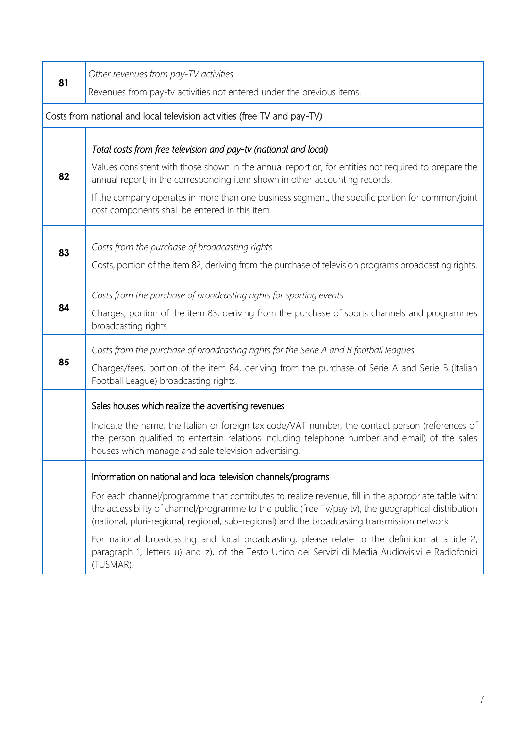| | |
|---|---|
| **81** | *Other revenues from pay-TV activities*<br>Revenues from pay-tv activities not entered under the previous items. |
| Costs from national and local television activities (free TV and pay-TV) | |
| **82** | *Total costs from free television and pay-tv (national and local)*<br>Values consistent with those shown in the annual report or, for entities not required to prepare the annual report, in the corresponding item shown in other accounting records.<br>If the company operates in more than one business segment, the specific portion for common/joint cost components shall be entered in this item. |
| **83** | *Costs from the purchase of broadcasting rights*<br>Costs, portion of the item 82, deriving from the purchase of television programs broadcasting rights. |
| **84** | *Costs from the purchase of broadcasting rights for sporting events*<br>Charges, portion of the item 83, deriving from the purchase of sports channels and programmes broadcasting rights. |
| **85** | *Costs from the purchase of broadcasting rights for the Serie A and B football leagues*<br>Charges/fees, portion of the item 84, deriving from the purchase of Serie A and Serie B (Italian Football League) broadcasting rights. |
| | Sales houses which realize the advertising revenues<br>Indicate the name, the Italian or foreign tax code/VAT number, the contact person (references of the person qualified to entertain relations including telephone number and email) of the sales houses which manage and sale television advertising. |
| | Information on national and local television channels/programs<br>For each channel/programme that contributes to realize revenue, fill in the appropriate table with: the accessibility of channel/programme to the public (free Tv/pay tv), the geographical distribution (national, pluri-regional, regional, sub-regional) and the broadcasting transmission network.<br>For national broadcasting and local broadcasting, please relate to the definition at article 2, paragraph 1, letters u) and z), of the Testo Unico dei Servizi di Media Audiovisivi e Radiofonici (TUSMAR). |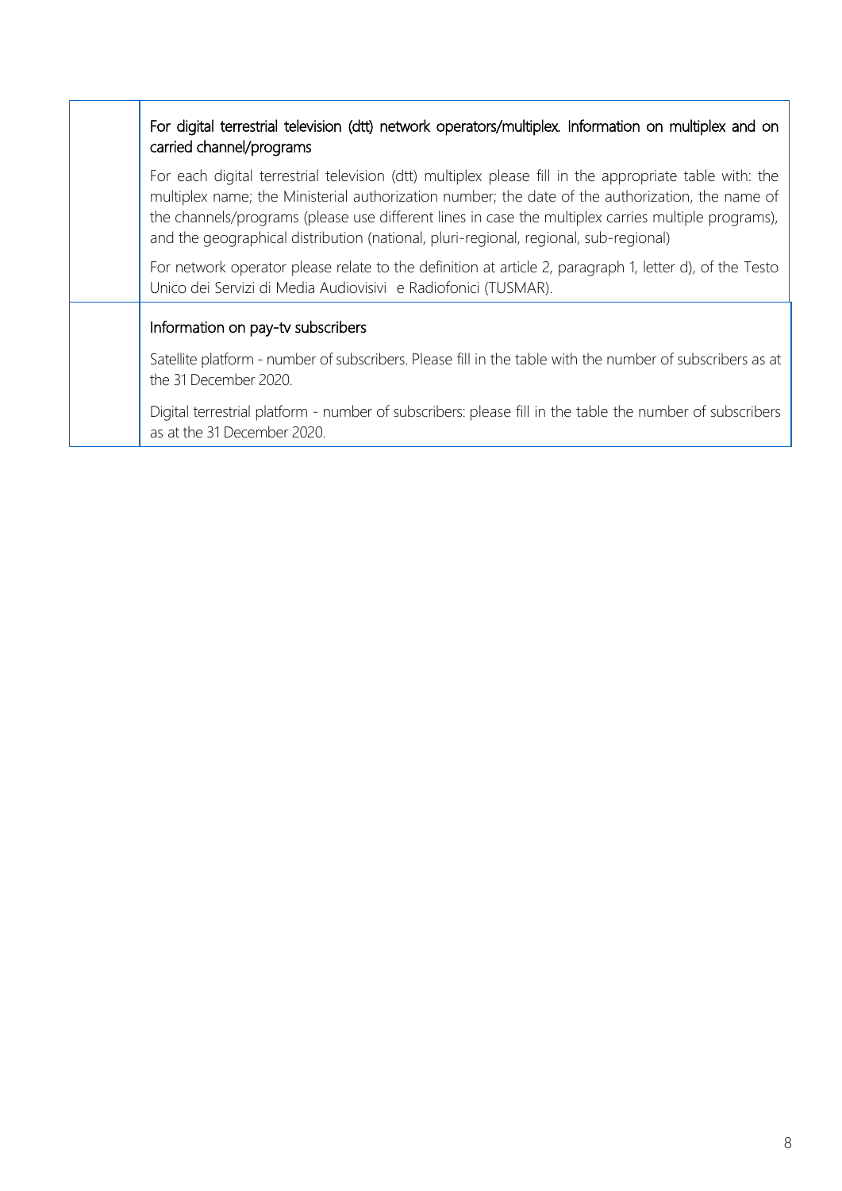| | |
|---|---|
| | For digital terrestrial television (dtt) network operators/multiplex. Information on multiplex and on carried channel/programs<br><br>For each digital terrestrial television (dtt) multiplex please fill in the appropriate table with: the multiplex name; the Ministerial authorization number; the date of the authorization, the name of the channels/programs (please use different lines in case the multiplex carries multiple programs), and the geographical distribution (national, pluri-regional, regional, sub-regional)<br><br>For network operator please relate to the definition at article 2, paragraph 1, letter d), of the Testo Unico dei Servizi di Media Audiovisivi e Radiofonici (TUSMAR). |
| | Information on pay-tv subscribers<br><br>Satellite platform - number of subscribers. Please fill in the table with the number of subscribers as at the 31 December 2020.<br><br>Digital terrestrial platform - number of subscribers: please fill in the table the number of subscribers as at the 31 December 2020. |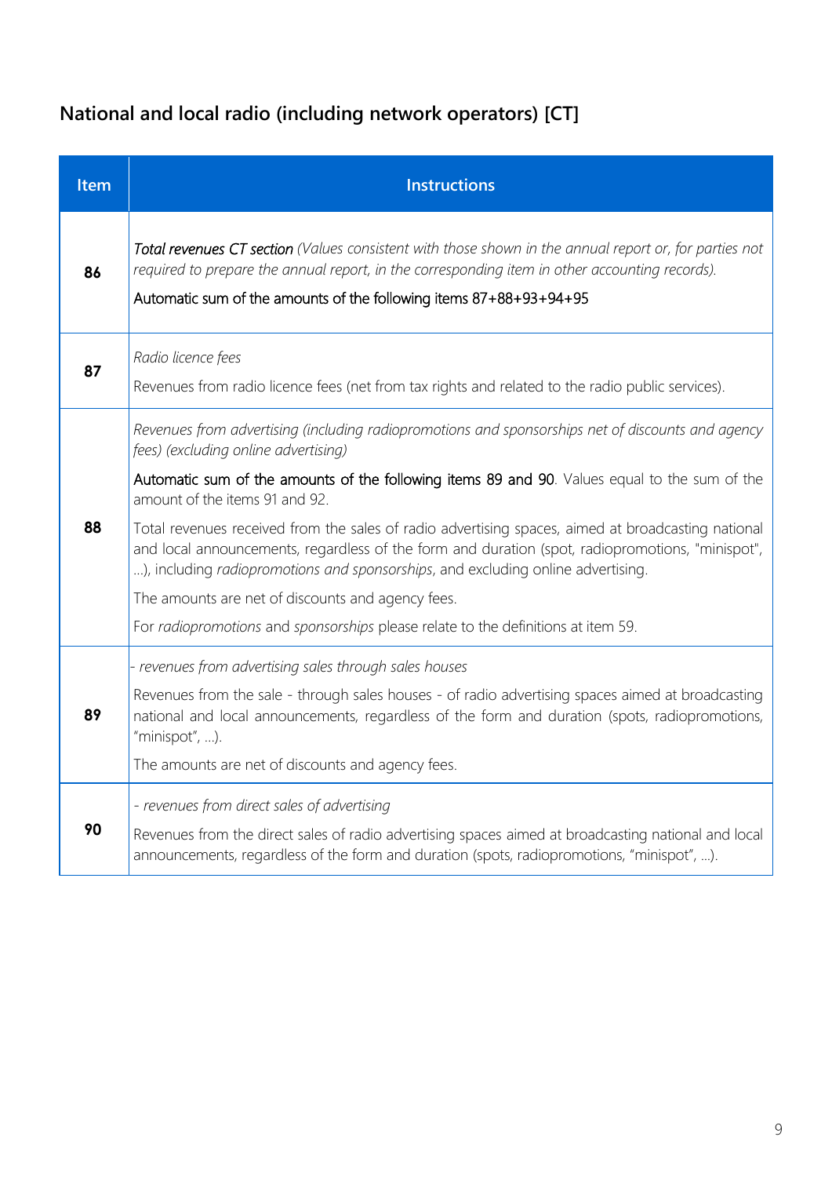## National and local radio (including network operators) [CT]

| Item | Instructions |
|---|---|
| **86** | *Total revenues CT section (Values consistent with those shown in the annual report or, for parties not required to prepare the annual report, in the corresponding item in other accounting records).*<br>Automatic sum of the amounts of the following items 87+88+93+94+95 |
| **87** | *Radio licence fees*<br>Revenues from radio licence fees (net from tax rights and related to the radio public services). |
| **88** | *Revenues from advertising (including radiopromotions and sponsorships net of discounts and agency fees) (excluding online advertising)*<br>Automatic sum of the amounts of the following items 89 and 90. Values equal to the sum of the amount of the items 91 and 92.<br>Total revenues received from the sales of radio advertising spaces, aimed at broadcasting national and local announcements, regardless of the form and duration (spot, radiopromotions, "minispot", ...), including *radiopromotions and sponsorships*, and excluding online advertising.<br>The amounts are net of discounts and agency fees.<br>For *radiopromotions* and *sponsorships* please relate to the definitions at item 59. |
| **89** | *- revenues from advertising sales through sales houses*<br>Revenues from the sale - through sales houses - of radio advertising spaces aimed at broadcasting national and local announcements, regardless of the form and duration (spots, radiopromotions, "minispot", ...).<br>The amounts are net of discounts and agency fees. |
| **90** | *- revenues from direct sales of advertising*<br>Revenues from the direct sales of radio advertising spaces aimed at broadcasting national and local announcements, regardless of the form and duration (spots, radiopromotions, "minispot", ...). |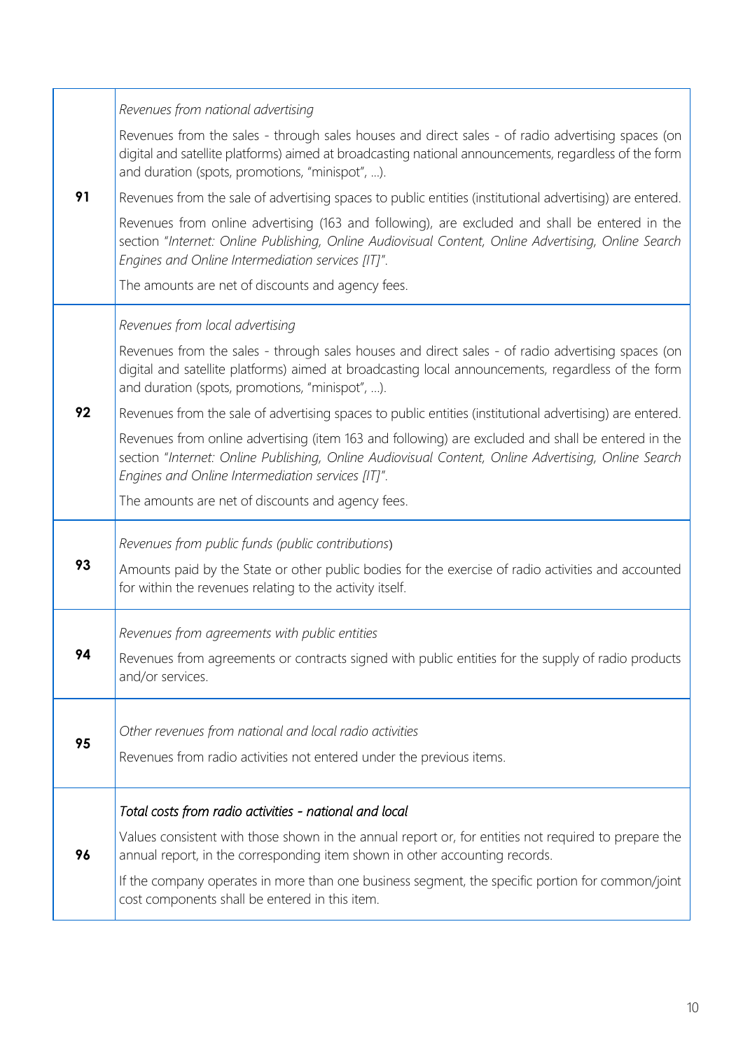| | |
|---|---|
| 91 | *Revenues from national advertising*<br><br>Revenues from the sales - through sales houses and direct sales - of radio advertising spaces (on digital and satellite platforms) aimed at broadcasting national announcements, regardless of the form and duration (spots, promotions, "minispot", ...).<br><br>Revenues from the sale of advertising spaces to public entities (institutional advertising) are entered.<br><br>Revenues from online advertising (163 and following), are excluded and shall be entered in the section "*Internet: Online Publishing, Online Audiovisual Content, Online Advertising, Online Search Engines and Online Intermediation services [IT]*".<br><br>The amounts are net of discounts and agency fees. |
| 92 | *Revenues from local advertising*<br><br>Revenues from the sales - through sales houses and direct sales - of radio advertising spaces (on digital and satellite platforms) aimed at broadcasting local announcements, regardless of the form and duration (spots, promotions, "minispot", ...).<br><br>Revenues from the sale of advertising spaces to public entities (institutional advertising) are entered.<br><br>Revenues from online advertising (item 163 and following) are excluded and shall be entered in the section "*Internet: Online Publishing, Online Audiovisual Content, Online Advertising, Online Search Engines and Online Intermediation services [IT]*".<br><br>The amounts are net of discounts and agency fees. |
| 93 | *Revenues from public funds (public contributions*)<br><br>Amounts paid by the State or other public bodies for the exercise of radio activities and accounted for within the revenues relating to the activity itself. |
| 94 | *Revenues from agreements with public entities*<br><br>Revenues from agreements or contracts signed with public entities for the supply of radio products and/or services. |
| 95 | *Other revenues from national and local radio activities*<br><br>Revenues from radio activities not entered under the previous items. |
| 96 | *Total costs from radio activities - national and local*<br><br>Values consistent with those shown in the annual report or, for entities not required to prepare the annual report, in the corresponding item shown in other accounting records.<br><br>If the company operates in more than one business segment, the specific portion for common/joint cost components shall be entered in this item. |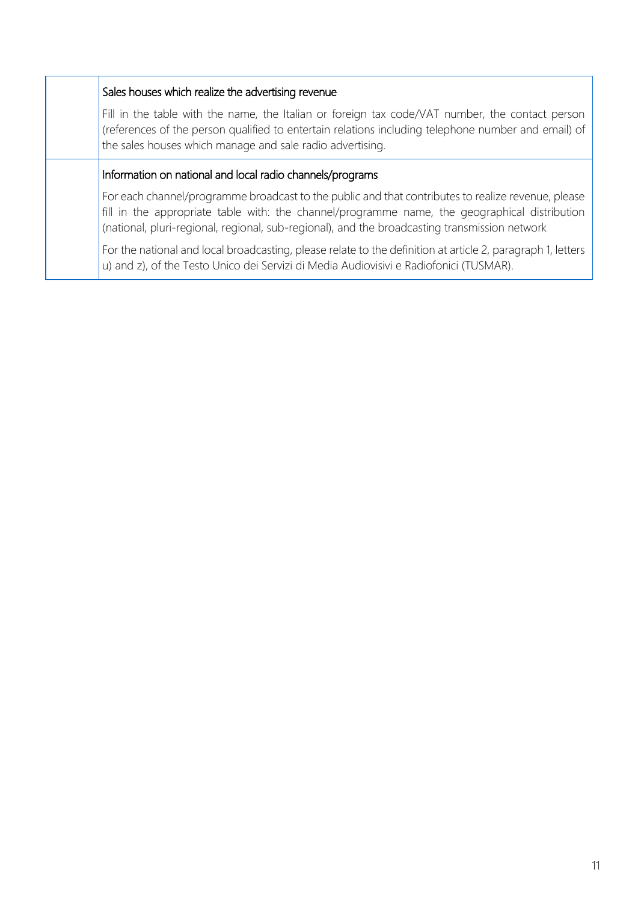| | |
|---|---|
| | Sales houses which realize the advertising revenue<br><br>Fill in the table with the name, the Italian or foreign tax code/VAT number, the contact person (references of the person qualified to entertain relations including telephone number and email) of the sales houses which manage and sale radio advertising. |
| | Information on national and local radio channels/programs<br><br>For each channel/programme broadcast to the public and that contributes to realize revenue, please fill in the appropriate table with: the channel/programme name, the geographical distribution (national, pluri-regional, regional, sub-regional), and the broadcasting transmission network<br><br>For the national and local broadcasting, please relate to the definition at article 2, paragraph 1, letters u) and z), of the Testo Unico dei Servizi di Media Audiovisivi e Radiofonici (TUSMAR). |